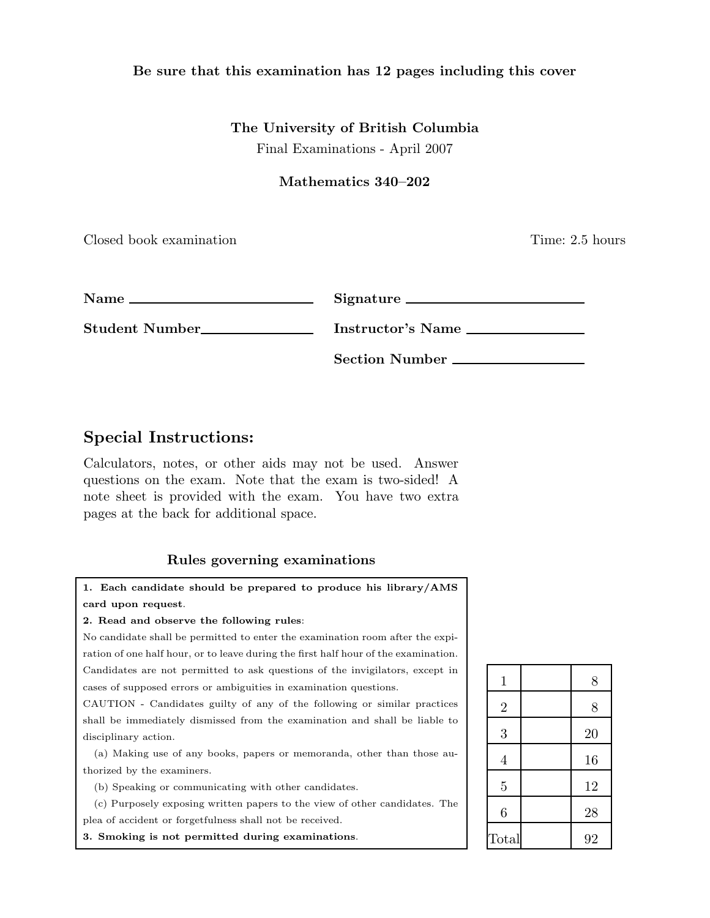**Be sure that this examination has 12 pages including this cover**

**The University of British Columbia**

Final Examinations - April 2007

**Mathematics 340–202**

Closed book examination

Time: 2.5 hours

**Name** ______________________

**Signature** ______________________

**Student Number** ______________________

**Instructor's Name** ______________________

**Section Number** ______________________

## Special Instructions:

Calculators, notes, or other aids may not be used. Answer questions on the exam. Note that the exam is two-sided! A note sheet is provided with the exam. You have two extra pages at the back for additional space.

### Rules governing examinations

**1. Each candidate should be prepared to produce his library/AMS card upon request.**

**2. Read and observe the following rules:**

No candidate shall be permitted to enter the examination room after the expiration of one half hour, or to leave during the first half hour of the examination. Candidates are not permitted to ask questions of the invigilators, except in cases of supposed errors or ambiguities in examination questions.

CAUTION - Candidates guilty of any of the following or similar practices shall be immediately dismissed from the examination and shall be liable to disciplinary action.

(a) Making use of any books, papers or memoranda, other than those authorized by the examiners.

(b) Speaking or communicating with other candidates.

(c) Purposely exposing written papers to the view of other candidates. The plea of accident or forgetfulness shall not be received.

**3. Smoking is not permitted during examinations.**

| | | |
|---|---|---|
| 1 | | 8 |
| 2 | | 8 |
| 3 | | 20 |
| 4 | | 16 |
| 5 | | 12 |
| 6 | | 28 |
| Total | | 92 |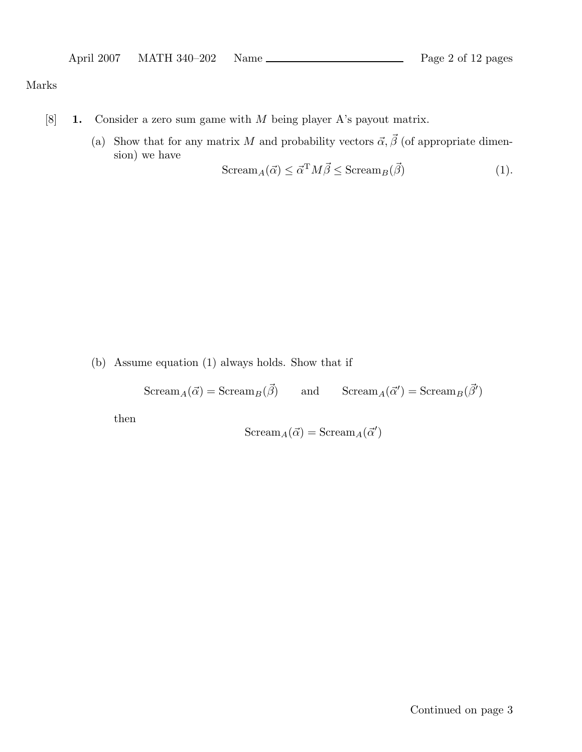Marks

[8] **1.** Consider a zero sum game with $M$ being player A's payout matrix.

(a) Show that for any matrix $M$ and probability vectors $\vec{\alpha}, \vec{\beta}$ (of appropriate dimension) we have

$$\text{Scream}_A(\vec{\alpha}) \leq \vec{\alpha}^{\mathrm{T}} M \vec{\beta} \leq \text{Scream}_B(\vec{\beta}) \qquad (1).$$

(b) Assume equation (1) always holds. Show that if

$$\text{Scream}_A(\vec{\alpha}) = \text{Scream}_B(\vec{\beta}) \qquad \text{and} \qquad \text{Scream}_A(\vec{\alpha}') = \text{Scream}_B(\vec{\beta}')$$

then

$$\text{Scream}_A(\vec{\alpha}) = \text{Scream}_A(\vec{\alpha}')$$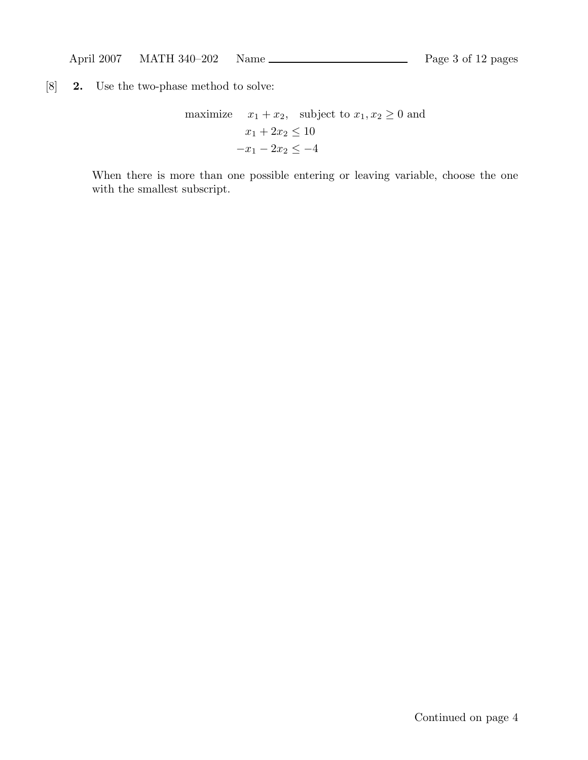[8] **2.** Use the two-phase method to solve:

$$\begin{aligned} \text{maximize} \quad & x_1 + x_2, \quad \text{subject to } x_1, x_2 \geq 0 \text{ and} \\ & x_1 + 2x_2 \leq 10 \\ & -x_1 - 2x_2 \leq -4 \end{aligned}$$

When there is more than one possible entering or leaving variable, choose the one with the smallest subscript.

Continued on page 4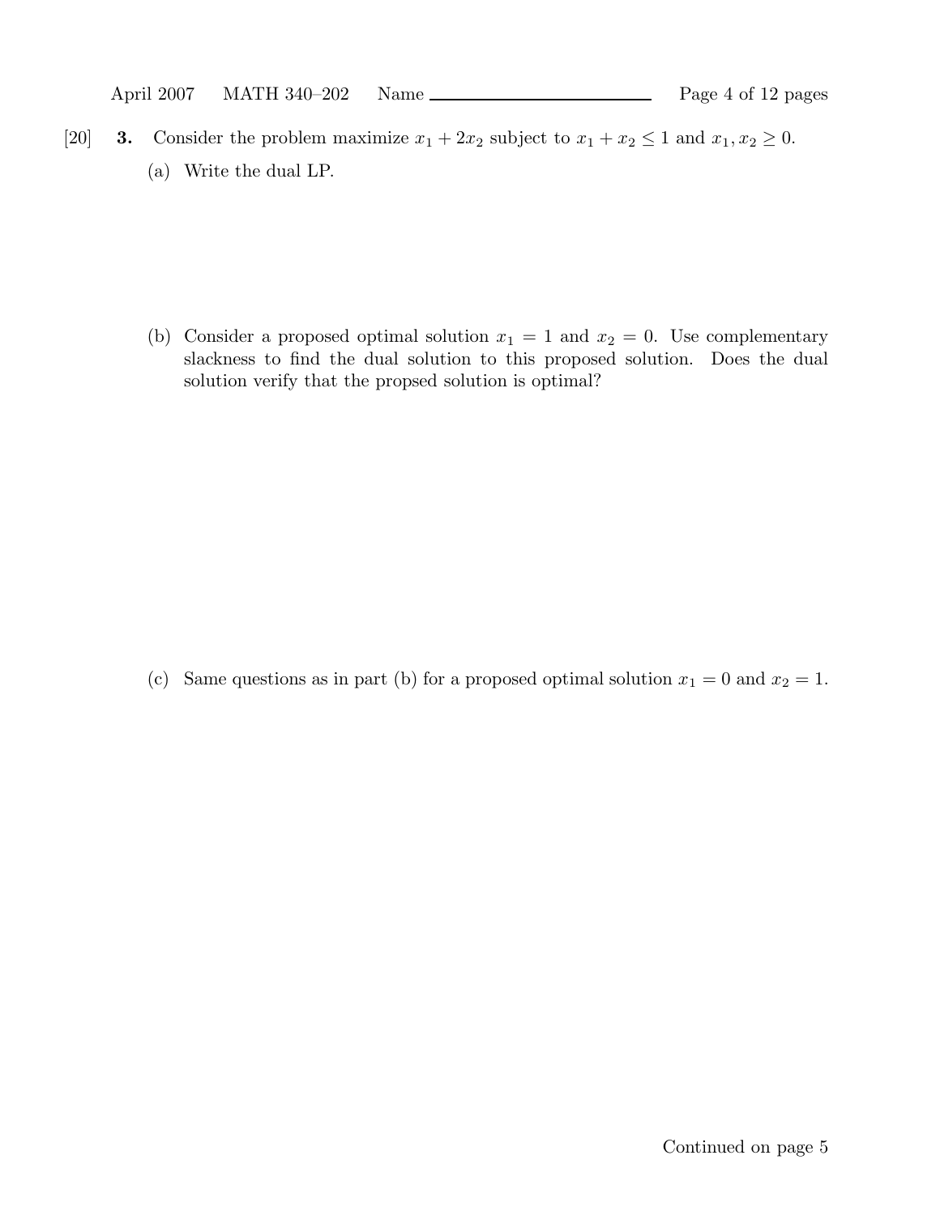[20] **3.** Consider the problem maximize $x_1 + 2x_2$ subject to $x_1 + x_2 \leq 1$ and $x_1, x_2 \geq 0$.

(a) Write the dual LP.

(b) Consider a proposed optimal solution $x_1 = 1$ and $x_2 = 0$. Use complementary slackness to find the dual solution to this proposed solution. Does the dual solution verify that the propsed solution is optimal?

(c) Same questions as in part (b) for a proposed optimal solution $x_1 = 0$ and $x_2 = 1$.

Continued on page 5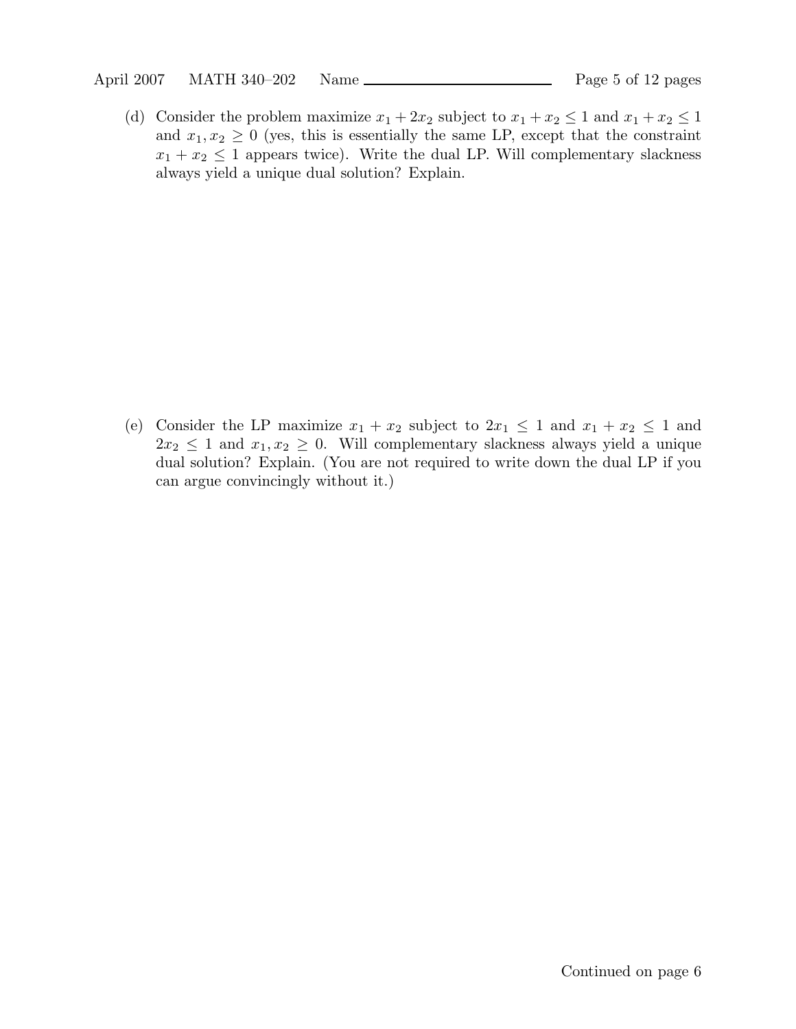(d) Consider the problem maximize $x_1 + 2x_2$ subject to $x_1 + x_2 \leq 1$ and $x_1 + x_2 \leq 1$ and $x_1, x_2 \geq 0$ (yes, this is essentially the same LP, except that the constraint $x_1 + x_2 \leq 1$ appears twice). Write the dual LP. Will complementary slackness always yield a unique dual solution? Explain.

(e) Consider the LP maximize $x_1 + x_2$ subject to $2x_1 \leq 1$ and $x_1 + x_2 \leq 1$ and $2x_2 \leq 1$ and $x_1, x_2 \geq 0$. Will complementary slackness always yield a unique dual solution? Explain. (You are not required to write down the dual LP if you can argue convincingly without it.)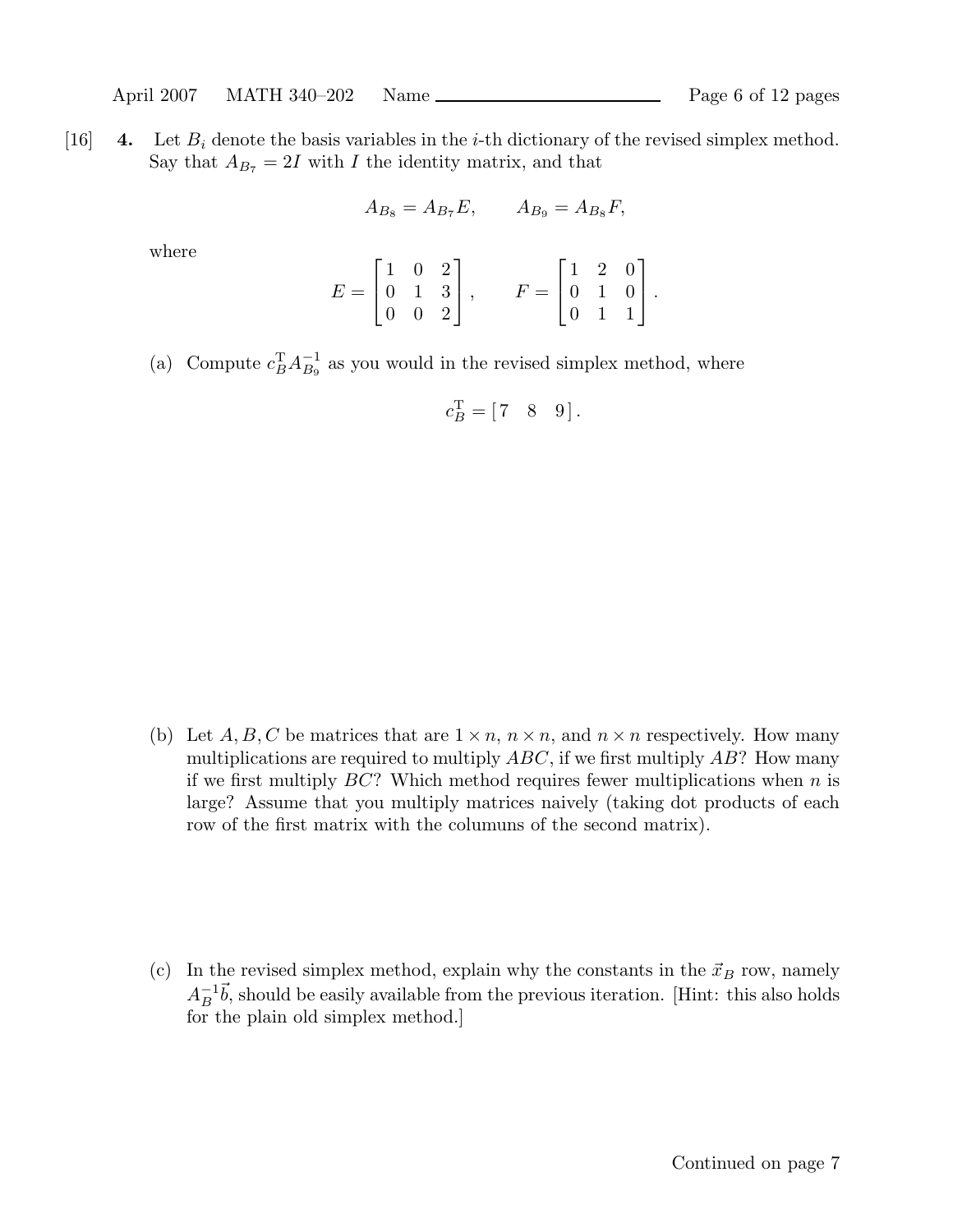[16] **4.** Let $B_i$ denote the basis variables in the $i$-th dictionary of the revised simplex method. Say that $A_{B_7} = 2I$ with $I$ the identity matrix, and that

$$A_{B_8} = A_{B_7} E, \qquad A_{B_9} = A_{B_8} F,$$

where

$$E = \begin{bmatrix} 1 & 0 & 2 \\ 0 & 1 & 3 \\ 0 & 0 & 2 \end{bmatrix}, \qquad F = \begin{bmatrix} 1 & 2 & 0 \\ 0 & 1 & 0 \\ 0 & 1 & 1 \end{bmatrix}.$$

(a) Compute $c_B^{\mathrm{T}} A_{B_9}^{-1}$ as you would in the revised simplex method, where

$$c_B^{\mathrm{T}} = [\,7 \quad 8 \quad 9\,].$$

(b) Let $A, B, C$ be matrices that are $1 \times n$, $n \times n$, and $n \times n$ respectively. How many multiplications are required to multiply $ABC$, if we first multiply $AB$? How many if we first multiply $BC$? Which method requires fewer multiplications when $n$ is large? Assume that you multiply matrices naively (taking dot products of each row of the first matrix with the columuns of the second matrix).

(c) In the revised simplex method, explain why the constants in the $\vec{x}_B$ row, namely $A_B^{-1}\vec{b}$, should be easily available from the previous iteration. [Hint: this also holds for the plain old simplex method.]

Continued on page 7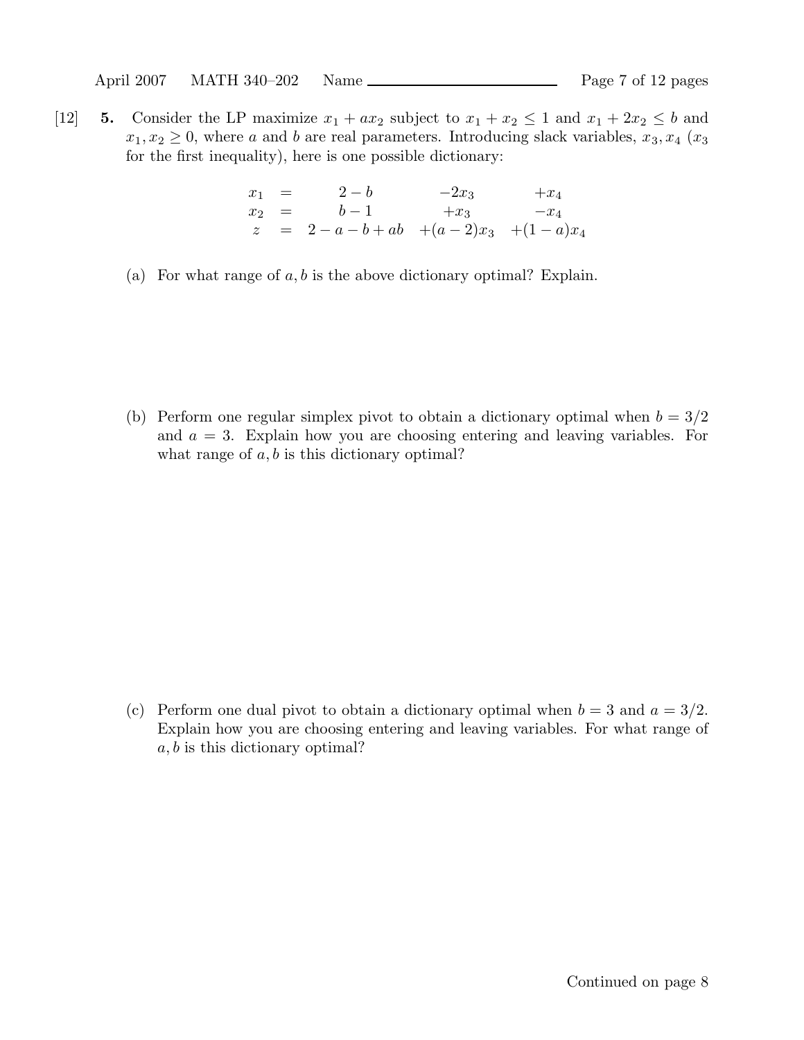[12] **5.** Consider the LP maximize $x_1 + ax_2$ subject to $x_1 + x_2 \leq 1$ and $x_1 + 2x_2 \leq b$ and $x_1, x_2 \geq 0$, where $a$ and $b$ are real parameters. Introducing slack variables, $x_3, x_4$ ($x_3$ for the first inequality), here is one possible dictionary:

$$
\begin{array}{rcllll}
x_1 & = & 2-b & -2x_3 & +x_4 \\
x_2 & = & b-1 & +x_3 & -x_4 \\
z & = & 2-a-b+ab & +(a-2)x_3 & +(1-a)x_4
\end{array}
$$

(a) For what range of $a, b$ is the above dictionary optimal? Explain.

(b) Perform one regular simplex pivot to obtain a dictionary optimal when $b = 3/2$ and $a = 3$. Explain how you are choosing entering and leaving variables. For what range of $a, b$ is this dictionary optimal?

(c) Perform one dual pivot to obtain a dictionary optimal when $b = 3$ and $a = 3/2$. Explain how you are choosing entering and leaving variables. For what range of $a, b$ is this dictionary optimal?

Continued on page 8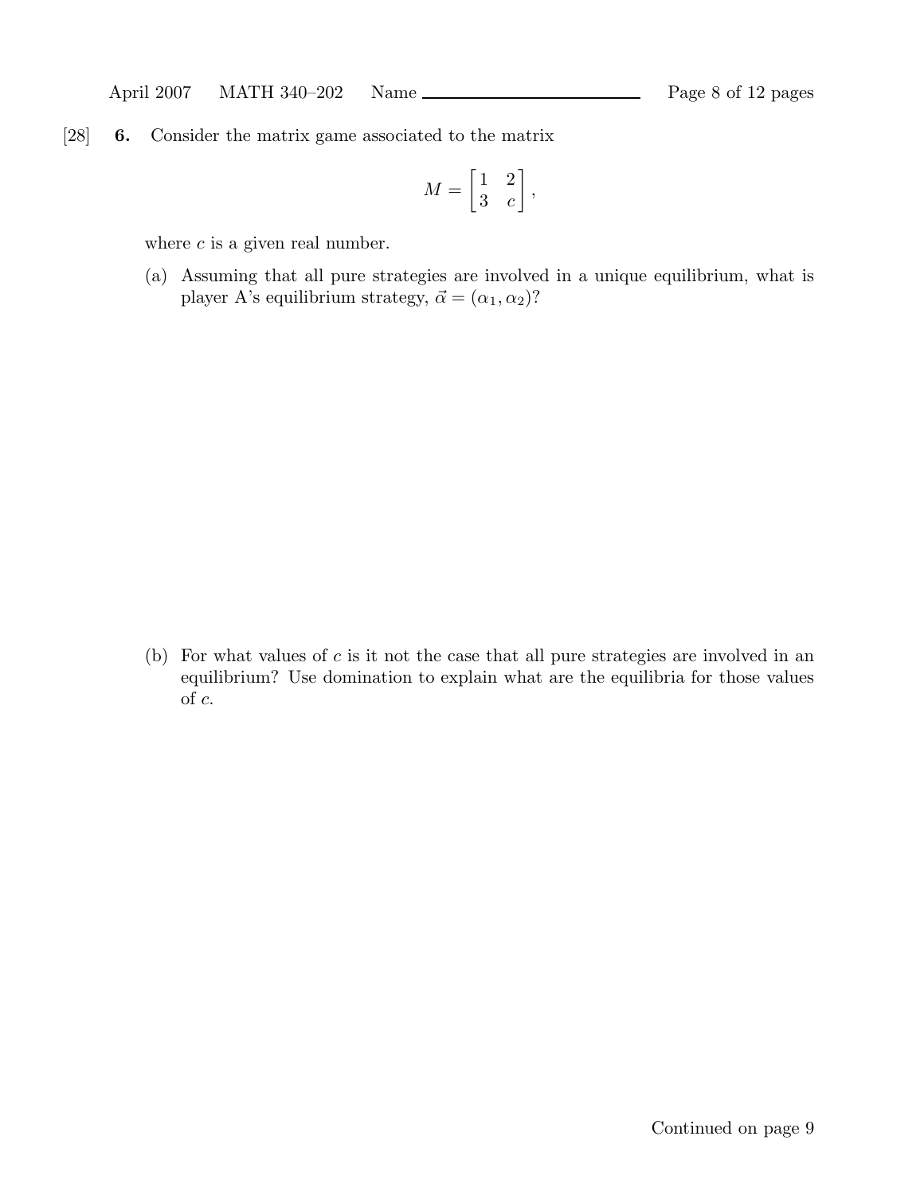[28] **6.** Consider the matrix game associated to the matrix

$$M = \begin{bmatrix} 1 & 2 \\ 3 & c \end{bmatrix},$$

where $c$ is a given real number.

(a) Assuming that all pure strategies are involved in a unique equilibrium, what is player A's equilibrium strategy, $\vec{\alpha} = (\alpha_1, \alpha_2)$?

(b) For what values of $c$ is it not the case that all pure strategies are involved in an equilibrium? Use domination to explain what are the equilibria for those values of $c$.

Continued on page 9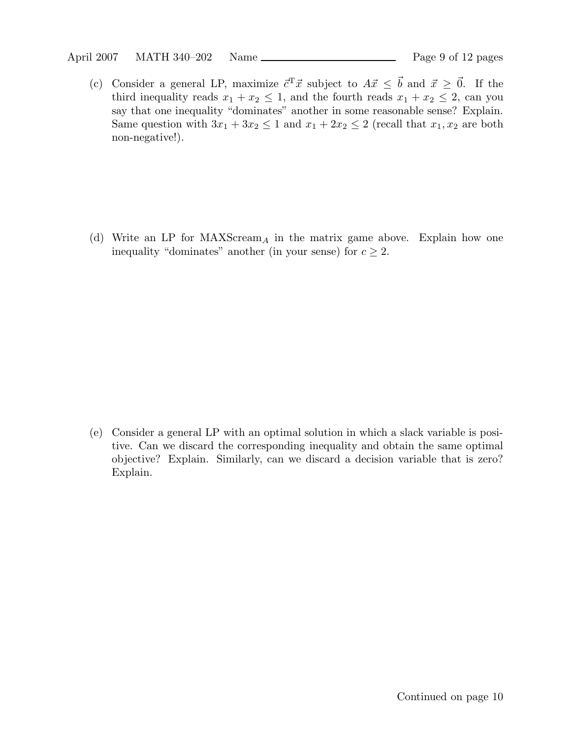(c) Consider a general LP, maximize $\vec{c}^{\mathrm{T}}\vec{x}$ subject to $A\vec{x} \le \vec{b}$ and $\vec{x} \ge \vec{0}$. If the third inequality reads $x_1 + x_2 \le 1$, and the fourth reads $x_1 + x_2 \le 2$, can you say that one inequality "dominates" another in some reasonable sense? Explain. Same question with $3x_1 + 3x_2 \le 1$ and $x_1 + 2x_2 \le 2$ (recall that $x_1, x_2$ are both non-negative!).

(d) Write an LP for $\text{MAXScream}_A$ in the matrix game above. Explain how one inequality "dominates" another (in your sense) for $c \ge 2$.

(e) Consider a general LP with an optimal solution in which a slack variable is positive. Can we discard the corresponding inequality and obtain the same optimal objective? Explain. Similarly, can we discard a decision variable that is zero? Explain.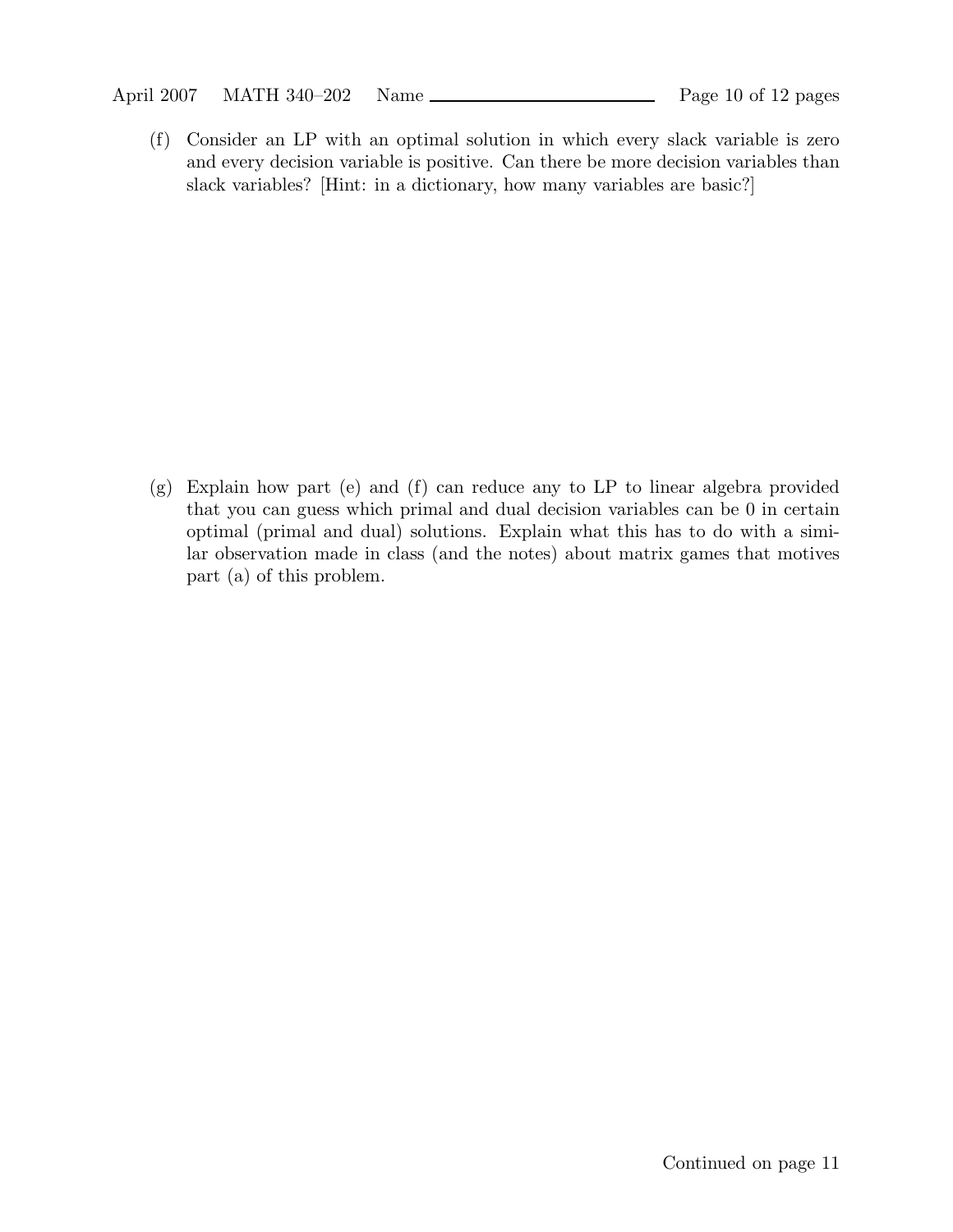(f) Consider an LP with an optimal solution in which every slack variable is zero and every decision variable is positive. Can there be more decision variables than slack variables? [Hint: in a dictionary, how many variables are basic?]

(g) Explain how part (e) and (f) can reduce any to LP to linear algebra provided that you can guess which primal and dual decision variables can be 0 in certain optimal (primal and dual) solutions. Explain what this has to do with a similar observation made in class (and the notes) about matrix games that motives part (a) of this problem.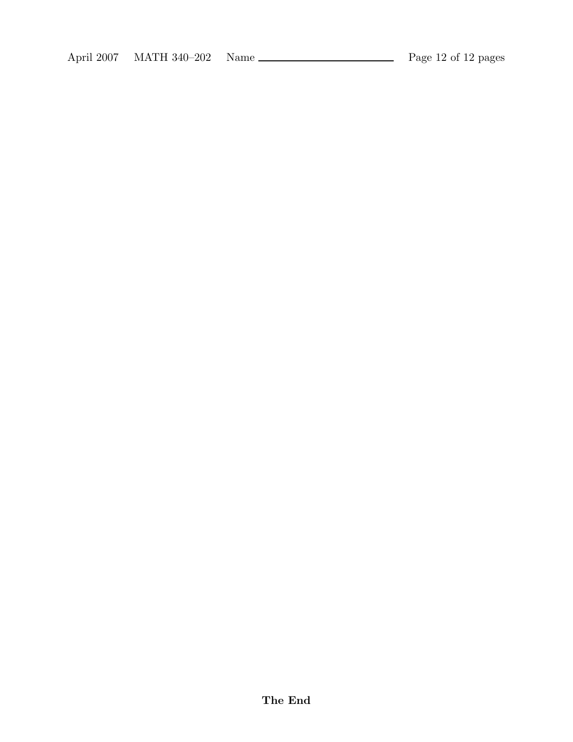**The End**